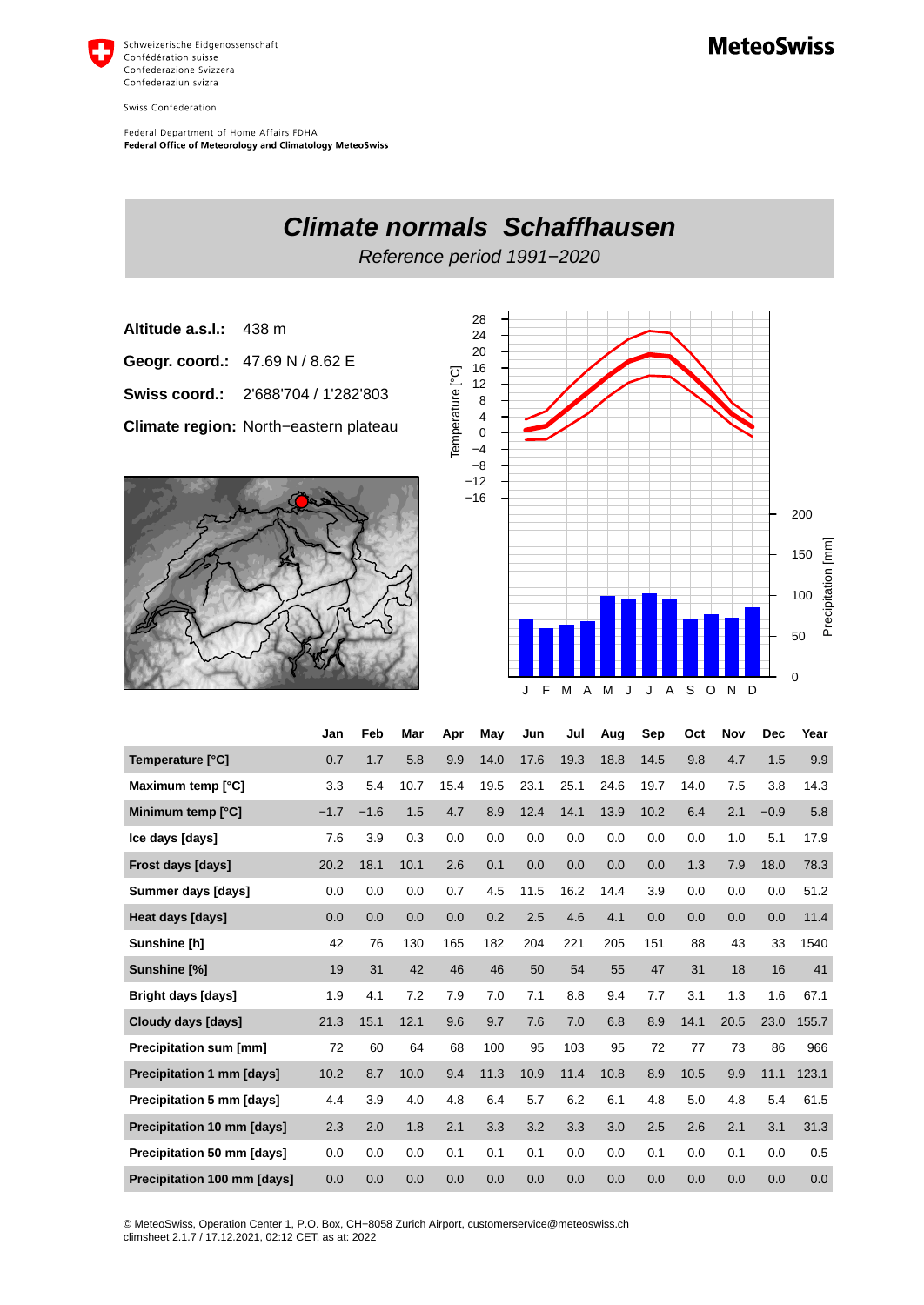Schweizerische Eidgenossenschaft
Confédération suisse
Confederazione Svizzera
Confederaziun svizra

Swiss Confederation

Federal Department of Home Affairs FDHA
**Federal Office of Meteorology and Climatology MeteoSwiss**

**MeteoSwiss**

# *Climate normals Schaffhausen*

*Reference period 1991−2020*

**Altitude a.s.l.:** 438 m

**Geogr. coord.:** 47.69 N / 8.62 E

**Swiss coord.:** 2'688'704 / 1'282'803

**Climate region:** North−eastern plateau

| | Jan | Feb | Mar | Apr | May | Jun | Jul | Aug | Sep | Oct | Nov | Dec | Year |
|---|---|---|---|---|---|---|---|---|---|---|---|---|---|
| **Temperature [°C]** | 0.7 | 1.7 | 5.8 | 9.9 | 14.0 | 17.6 | 19.3 | 18.8 | 14.5 | 9.8 | 4.7 | 1.5 | 9.9 |
| **Maximum temp [°C]** | 3.3 | 5.4 | 10.7 | 15.4 | 19.5 | 23.1 | 25.1 | 24.6 | 19.7 | 14.0 | 7.5 | 3.8 | 14.3 |
| **Minimum temp [°C]** | −1.7 | −1.6 | 1.5 | 4.7 | 8.9 | 12.4 | 14.1 | 13.9 | 10.2 | 6.4 | 2.1 | −0.9 | 5.8 |
| **Ice days [days]** | 7.6 | 3.9 | 0.3 | 0.0 | 0.0 | 0.0 | 0.0 | 0.0 | 0.0 | 0.0 | 1.0 | 5.1 | 17.9 |
| **Frost days [days]** | 20.2 | 18.1 | 10.1 | 2.6 | 0.1 | 0.0 | 0.0 | 0.0 | 0.0 | 1.3 | 7.9 | 18.0 | 78.3 |
| **Summer days [days]** | 0.0 | 0.0 | 0.0 | 0.7 | 4.5 | 11.5 | 16.2 | 14.4 | 3.9 | 0.0 | 0.0 | 0.0 | 51.2 |
| **Heat days [days]** | 0.0 | 0.0 | 0.0 | 0.0 | 0.2 | 2.5 | 4.6 | 4.1 | 0.0 | 0.0 | 0.0 | 0.0 | 11.4 |
| **Sunshine [h]** | 42 | 76 | 130 | 165 | 182 | 204 | 221 | 205 | 151 | 88 | 43 | 33 | 1540 |
| **Sunshine [%]** | 19 | 31 | 42 | 46 | 46 | 50 | 54 | 55 | 47 | 31 | 18 | 16 | 41 |
| **Bright days [days]** | 1.9 | 4.1 | 7.2 | 7.9 | 7.0 | 7.1 | 8.8 | 9.4 | 7.7 | 3.1 | 1.3 | 1.6 | 67.1 |
| **Cloudy days [days]** | 21.3 | 15.1 | 12.1 | 9.6 | 9.7 | 7.6 | 7.0 | 6.8 | 8.9 | 14.1 | 20.5 | 23.0 | 155.7 |
| **Precipitation sum [mm]** | 72 | 60 | 64 | 68 | 100 | 95 | 103 | 95 | 72 | 77 | 73 | 86 | 966 |
| **Precipitation 1 mm [days]** | 10.2 | 8.7 | 10.0 | 9.4 | 11.3 | 10.9 | 11.4 | 10.8 | 8.9 | 10.5 | 9.9 | 11.1 | 123.1 |
| **Precipitation 5 mm [days]** | 4.4 | 3.9 | 4.0 | 4.8 | 6.4 | 5.7 | 6.2 | 6.1 | 4.8 | 5.0 | 4.8 | 5.4 | 61.5 |
| **Precipitation 10 mm [days]** | 2.3 | 2.0 | 1.8 | 2.1 | 3.3 | 3.2 | 3.3 | 3.0 | 2.5 | 2.6 | 2.1 | 3.1 | 31.3 |
| **Precipitation 50 mm [days]** | 0.0 | 0.0 | 0.0 | 0.1 | 0.1 | 0.1 | 0.0 | 0.0 | 0.1 | 0.0 | 0.1 | 0.0 | 0.5 |
| **Precipitation 100 mm [days]** | 0.0 | 0.0 | 0.0 | 0.0 | 0.0 | 0.0 | 0.0 | 0.0 | 0.0 | 0.0 | 0.0 | 0.0 | 0.0 |

© MeteoSwiss, Operation Center 1, P.O. Box, CH−8058 Zurich Airport, customerservice@meteoswiss.ch
climsheet 2.1.7 / 17.12.2021, 02:12 CET, as at: 2022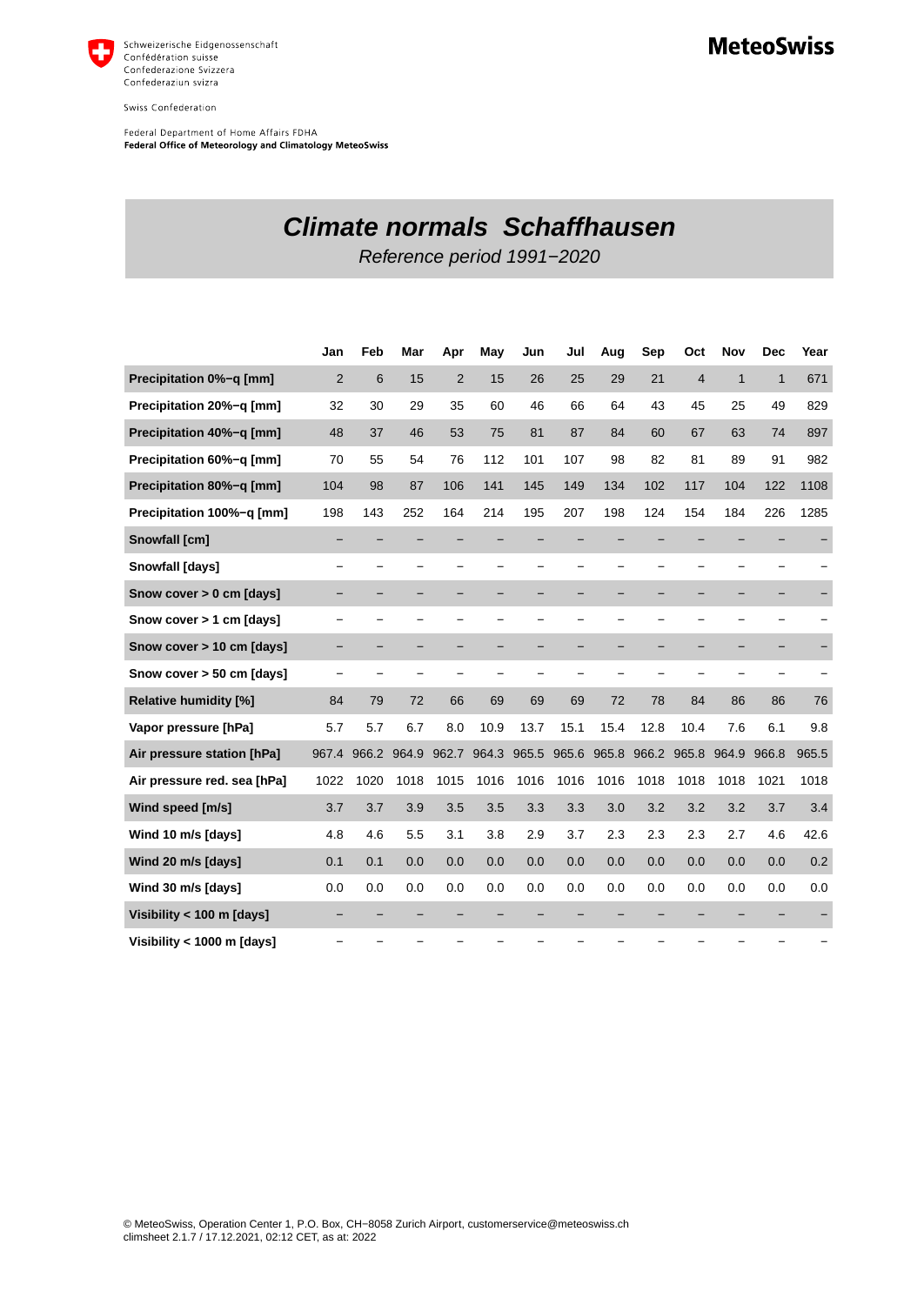Schweizerische Eidgenossenschaft
Confédération suisse
Confederazione Svizzera
Confederaziun svizra

Swiss Confederation

Federal Department of Home Affairs FDHA
**Federal Office of Meteorology and Climatology MeteoSwiss**

**MeteoSwiss**

# *Climate normals Schaffhausen*

*Reference period 1991−2020*

| | Jan | Feb | Mar | Apr | May | Jun | Jul | Aug | Sep | Oct | Nov | Dec | Year |
|---|---|---|---|---|---|---|---|---|---|---|---|---|---|
| **Precipitation 0%−q [mm]** | 2 | 6 | 15 | 2 | 15 | 26 | 25 | 29 | 21 | 4 | 1 | 1 | 671 |
| **Precipitation 20%−q [mm]** | 32 | 30 | 29 | 35 | 60 | 46 | 66 | 64 | 43 | 45 | 25 | 49 | 829 |
| **Precipitation 40%−q [mm]** | 48 | 37 | 46 | 53 | 75 | 81 | 87 | 84 | 60 | 67 | 63 | 74 | 897 |
| **Precipitation 60%−q [mm]** | 70 | 55 | 54 | 76 | 112 | 101 | 107 | 98 | 82 | 81 | 89 | 91 | 982 |
| **Precipitation 80%−q [mm]** | 104 | 98 | 87 | 106 | 141 | 145 | 149 | 134 | 102 | 117 | 104 | 122 | 1108 |
| **Precipitation 100%−q [mm]** | 198 | 143 | 252 | 164 | 214 | 195 | 207 | 198 | 124 | 154 | 184 | 226 | 1285 |
| **Snowfall [cm]** | − | − | − | − | − | − | − | − | − | − | − | − | − |
| **Snowfall [days]** | − | − | − | − | − | − | − | − | − | − | − | − | − |
| **Snow cover > 0 cm [days]** | − | − | − | − | − | − | − | − | − | − | − | − | − |
| **Snow cover > 1 cm [days]** | − | − | − | − | − | − | − | − | − | − | − | − | − |
| **Snow cover > 10 cm [days]** | − | − | − | − | − | − | − | − | − | − | − | − | − |
| **Snow cover > 50 cm [days]** | − | − | − | − | − | − | − | − | − | − | − | − | − |
| **Relative humidity [%]** | 84 | 79 | 72 | 66 | 69 | 69 | 69 | 72 | 78 | 84 | 86 | 86 | 76 |
| **Vapor pressure [hPa]** | 5.7 | 5.7 | 6.7 | 8.0 | 10.9 | 13.7 | 15.1 | 15.4 | 12.8 | 10.4 | 7.6 | 6.1 | 9.8 |
| **Air pressure station [hPa]** | 967.4 | 966.2 | 964.9 | 962.7 | 964.3 | 965.5 | 965.6 | 965.8 | 966.2 | 965.8 | 964.9 | 966.8 | 965.5 |
| **Air pressure red. sea [hPa]** | 1022 | 1020 | 1018 | 1015 | 1016 | 1016 | 1016 | 1016 | 1018 | 1018 | 1018 | 1021 | 1018 |
| **Wind speed [m/s]** | 3.7 | 3.7 | 3.9 | 3.5 | 3.5 | 3.3 | 3.3 | 3.0 | 3.2 | 3.2 | 3.2 | 3.7 | 3.4 |
| **Wind 10 m/s [days]** | 4.8 | 4.6 | 5.5 | 3.1 | 3.8 | 2.9 | 3.7 | 2.3 | 2.3 | 2.3 | 2.7 | 4.6 | 42.6 |
| **Wind 20 m/s [days]** | 0.1 | 0.1 | 0.0 | 0.0 | 0.0 | 0.0 | 0.0 | 0.0 | 0.0 | 0.0 | 0.0 | 0.0 | 0.2 |
| **Wind 30 m/s [days]** | 0.0 | 0.0 | 0.0 | 0.0 | 0.0 | 0.0 | 0.0 | 0.0 | 0.0 | 0.0 | 0.0 | 0.0 | 0.0 |
| **Visibility < 100 m [days]** | − | − | − | − | − | − | − | − | − | − | − | − | − |
| **Visibility < 1000 m [days]** | − | − | − | − | − | − | − | − | − | − | − | − | − |

© MeteoSwiss, Operation Center 1, P.O. Box, CH−8058 Zurich Airport, customerservice@meteoswiss.ch
climsheet 2.1.7 / 17.12.2021, 02:12 CET, as at: 2022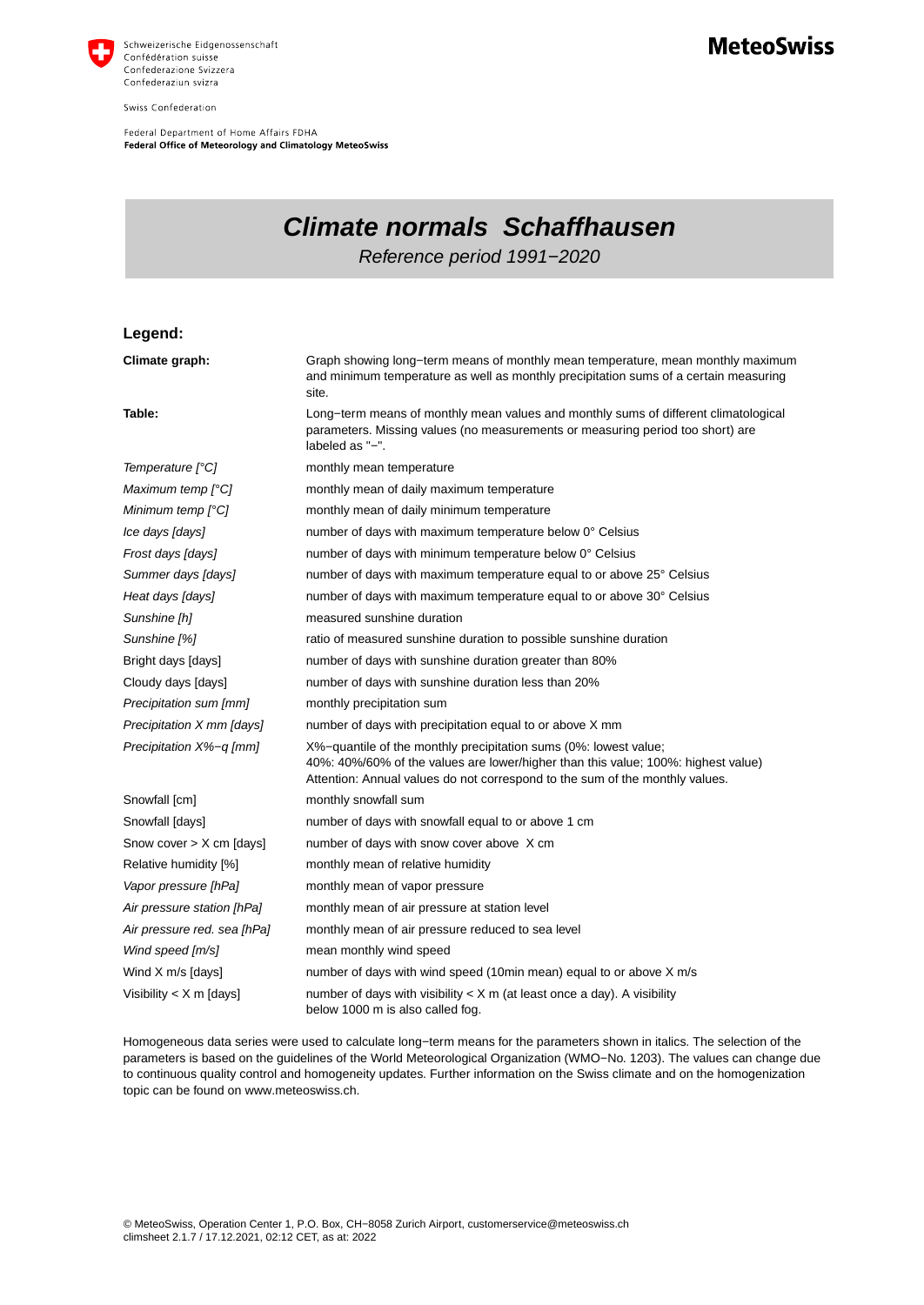Schweizerische Eidgenossenschaft
Confédération suisse
Confederazione Svizzera
Confederaziun svizra

Swiss Confederation

Federal Department of Home Affairs FDHA
**Federal Office of Meteorology and Climatology MeteoSwiss**

**MeteoSwiss**

# *Climate normals Schaffhausen*

*Reference period 1991−2020*

## Legend:

| | |
|---|---|
| **Climate graph:** | Graph showing long−term means of monthly mean temperature, mean monthly maximum and minimum temperature as well as monthly precipitation sums of a certain measuring site. |
| **Table:** | Long−term means of monthly mean values and monthly sums of different climatological parameters. Missing values (no measurements or measuring period too short) are labeled as "−". |
| *Temperature [°C]* | monthly mean temperature |
| *Maximum temp [°C]* | monthly mean of daily maximum temperature |
| *Minimum temp [°C]* | monthly mean of daily minimum temperature |
| *Ice days [days]* | number of days with maximum temperature below 0° Celsius |
| *Frost days [days]* | number of days with minimum temperature below 0° Celsius |
| *Summer days [days]* | number of days with maximum temperature equal to or above 25° Celsius |
| *Heat days [days]* | number of days with maximum temperature equal to or above 30° Celsius |
| *Sunshine [h]* | measured sunshine duration |
| *Sunshine [%]* | ratio of measured sunshine duration to possible sunshine duration |
| Bright days [days] | number of days with sunshine duration greater than 80% |
| Cloudy days [days] | number of days with sunshine duration less than 20% |
| *Precipitation sum [mm]* | monthly precipitation sum |
| *Precipitation X mm [days]* | number of days with precipitation equal to or above X mm |
| *Precipitation X%−q [mm]* | X%−quantile of the monthly precipitation sums (0%: lowest value; 40%: 40%/60% of the values are lower/higher than this value; 100%: highest value) Attention: Annual values do not correspond to the sum of the monthly values. |
| Snowfall [cm] | monthly snowfall sum |
| Snowfall [days] | number of days with snowfall equal to or above 1 cm |
| Snow cover > X cm [days] | number of days with snow cover above X cm |
| Relative humidity [%] | monthly mean of relative humidity |
| *Vapor pressure [hPa]* | monthly mean of vapor pressure |
| *Air pressure station [hPa]* | monthly mean of air pressure at station level |
| *Air pressure red. sea [hPa]* | monthly mean of air pressure reduced to sea level |
| *Wind speed [m/s]* | mean monthly wind speed |
| Wind X m/s [days] | number of days with wind speed (10min mean) equal to or above X m/s |
| Visibility < X m [days] | number of days with visibility < X m (at least once a day). A visibility below 1000 m is also called fog. |

Homogeneous data series were used to calculate long−term means for the parameters shown in italics. The selection of the parameters is based on the guidelines of the World Meteorological Organization (WMO−No. 1203). The values can change due to continuous quality control and homogeneity updates. Further information on the Swiss climate and on the homogenization topic can be found on www.meteoswiss.ch.

© MeteoSwiss, Operation Center 1, P.O. Box, CH−8058 Zurich Airport, customerservice@meteoswiss.ch
climsheet 2.1.7 / 17.12.2021, 02:12 CET, as at: 2022